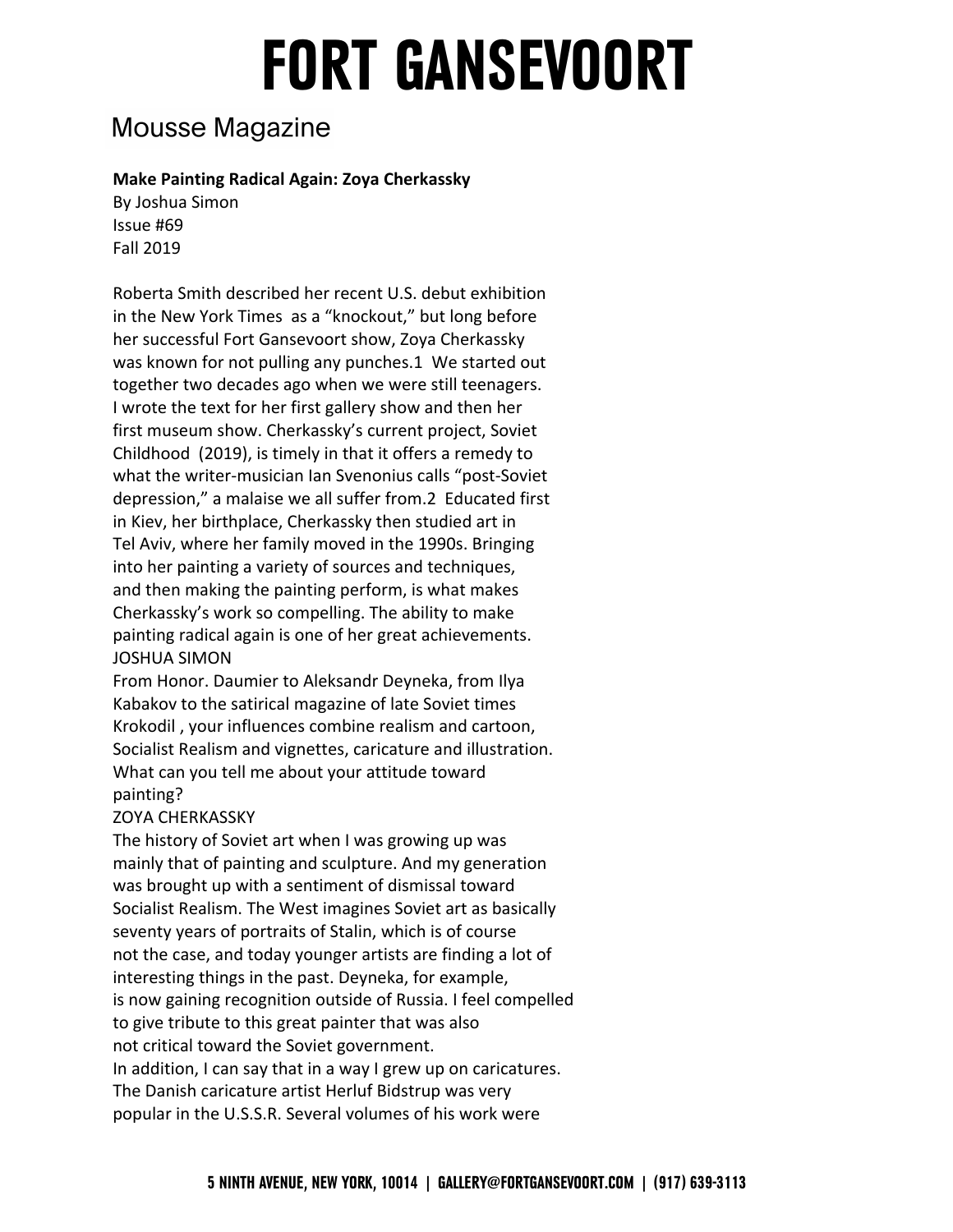# FORT GANSEVOORT

## Mousse Magazine

**Make Painting Radical Again: Zoya Cherkassky**
By Joshua Simon
Issue #69
Fall 2019

Roberta Smith described her recent U.S. debut exhibition in the New York Times as a "knockout," but long before her successful Fort Gansevoort show, Zoya Cherkassky was known for not pulling any punches.[1] We started out together two decades ago when we were still teenagers. I wrote the text for her first gallery show and then her first museum show. Cherkassky's current project, Soviet Childhood (2019), is timely in that it offers a remedy to what the writer-musician Ian Svenonius calls "post-Soviet depression," a malaise we all suffer from.[2] Educated first in Kiev, her birthplace, Cherkassky then studied art in Tel Aviv, where her family moved in the 1990s. Bringing into her painting a variety of sources and techniques, and then making the painting perform, is what makes Cherkassky's work so compelling. The ability to make painting radical again is one of her great achievements.

JOSHUA SIMON

From Honor. Daumier to Aleksandr Deyneka, from Ilya Kabakov to the satirical magazine of late Soviet times Krokodil , your influences combine realism and cartoon, Socialist Realism and vignettes, caricature and illustration. What can you tell me about your attitude toward painting?

ZOYA CHERKASSKY

The history of Soviet art when I was growing up was mainly that of painting and sculpture. And my generation was brought up with a sentiment of dismissal toward Socialist Realism. The West imagines Soviet art as basically seventy years of portraits of Stalin, which is of course not the case, and today younger artists are finding a lot of interesting things in the past. Deyneka, for example, is now gaining recognition outside of Russia. I feel compelled to give tribute to this great painter that was also not critical toward the Soviet government.

In addition, I can say that in a way I grew up on caricatures. The Danish caricature artist Herluf Bidstrup was very popular in the U.S.S.R. Several volumes of his work were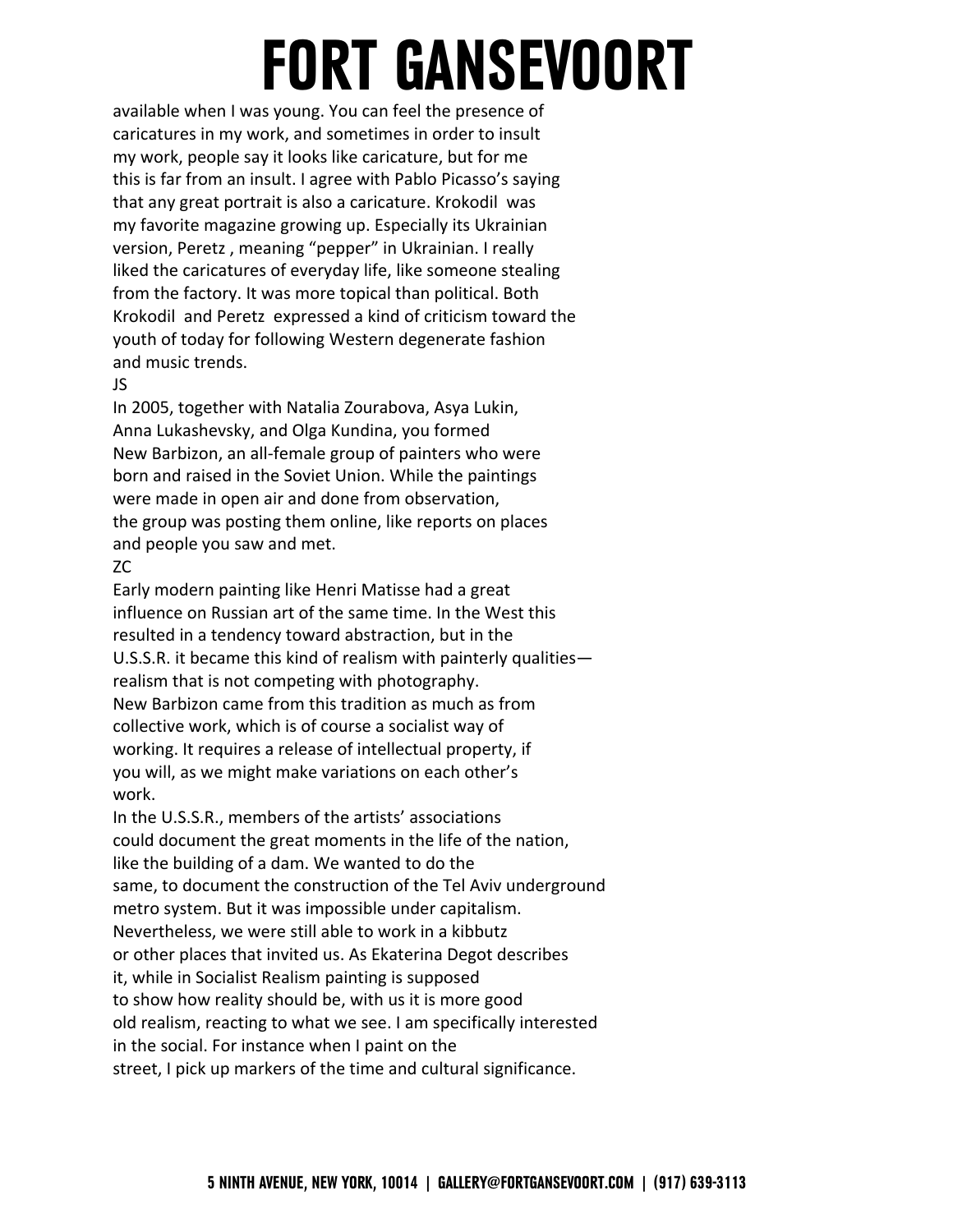available when I was young. You can feel the presence of caricatures in my work, and sometimes in order to insult my work, people say it looks like caricature, but for me this is far from an insult. I agree with Pablo Picasso's saying that any great portrait is also a caricature. Krokodil was my favorite magazine growing up. Especially its Ukrainian version, Peretz , meaning "pepper" in Ukrainian. I really liked the caricatures of everyday life, like someone stealing from the factory. It was more topical than political. Both Krokodil and Peretz expressed a kind of criticism toward the youth of today for following Western degenerate fashion and music trends.

JS

In 2005, together with Natalia Zourabova, Asya Lukin, Anna Lukashevsky, and Olga Kundina, you formed New Barbizon, an all-female group of painters who were born and raised in the Soviet Union. While the paintings were made in open air and done from observation, the group was posting them online, like reports on places and people you saw and met.

ZC

Early modern painting like Henri Matisse had a great influence on Russian art of the same time. In the West this resulted in a tendency toward abstraction, but in the U.S.S.R. it became this kind of realism with painterly qualities—realism that is not competing with photography.

New Barbizon came from this tradition as much as from collective work, which is of course a socialist way of working. It requires a release of intellectual property, if you will, as we might make variations on each other's work.

In the U.S.S.R., members of the artists' associations could document the great moments in the life of the nation, like the building of a dam. We wanted to do the same, to document the construction of the Tel Aviv underground metro system. But it was impossible under capitalism. Nevertheless, we were still able to work in a kibbutz or other places that invited us. As Ekaterina Degot describes it, while in Socialist Realism painting is supposed to show how reality should be, with us it is more good old realism, reacting to what we see. I am specifically interested in the social. For instance when I paint on the street, I pick up markers of the time and cultural significance.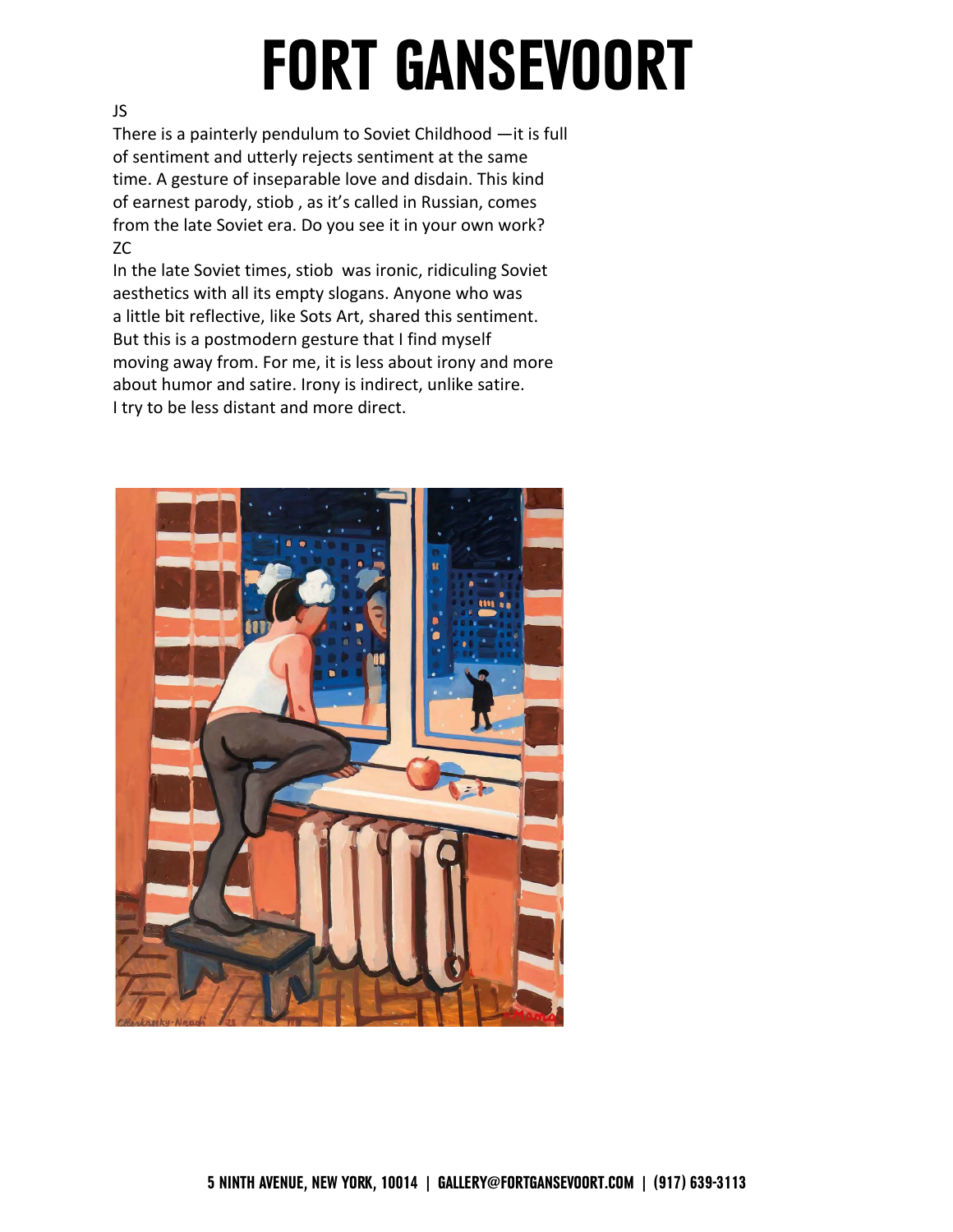JS

There is a painterly pendulum to Soviet Childhood —it is full of sentiment and utterly rejects sentiment at the same time. A gesture of inseparable love and disdain. This kind of earnest parody, stiob , as it's called in Russian, comes from the late Soviet era. Do you see it in your own work?

ZC

In the late Soviet times, stiob was ironic, ridiculing Soviet aesthetics with all its empty slogans. Anyone who was a little bit reflective, like Sots Art, shared this sentiment. But this is a postmodern gesture that I find myself moving away from. For me, it is less about irony and more about humor and satire. Irony is indirect, unlike satire. I try to be less distant and more direct.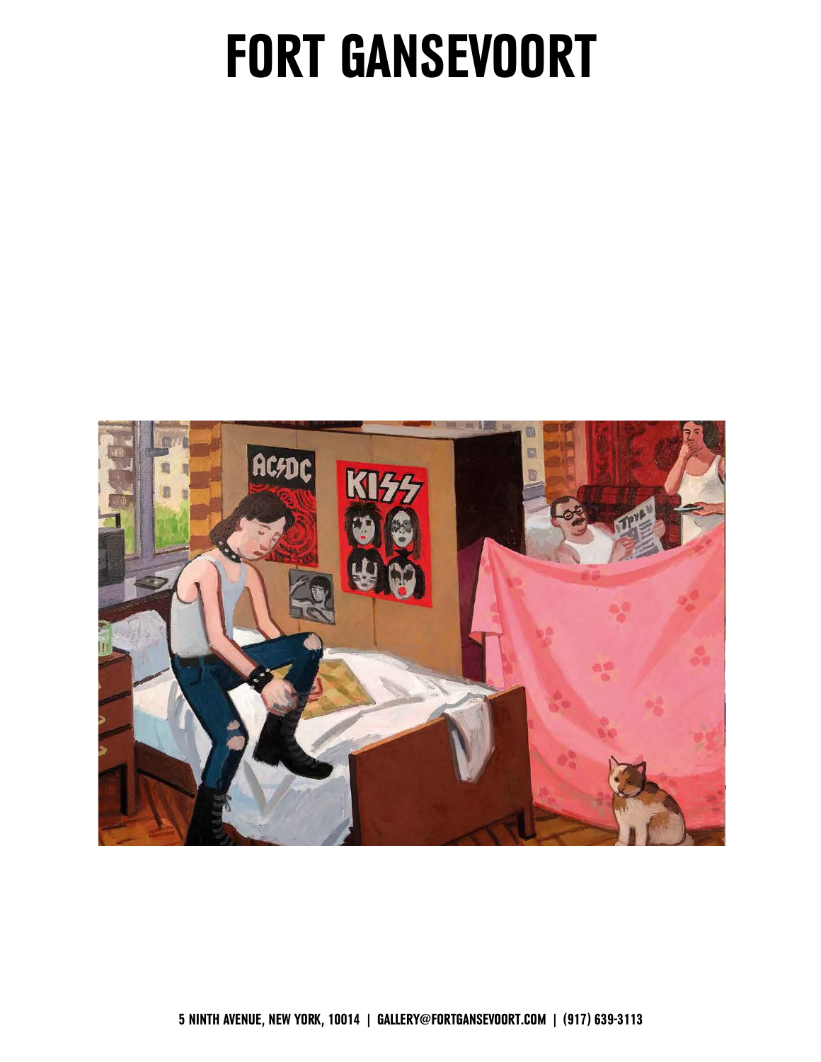# FORT GANSEVOORT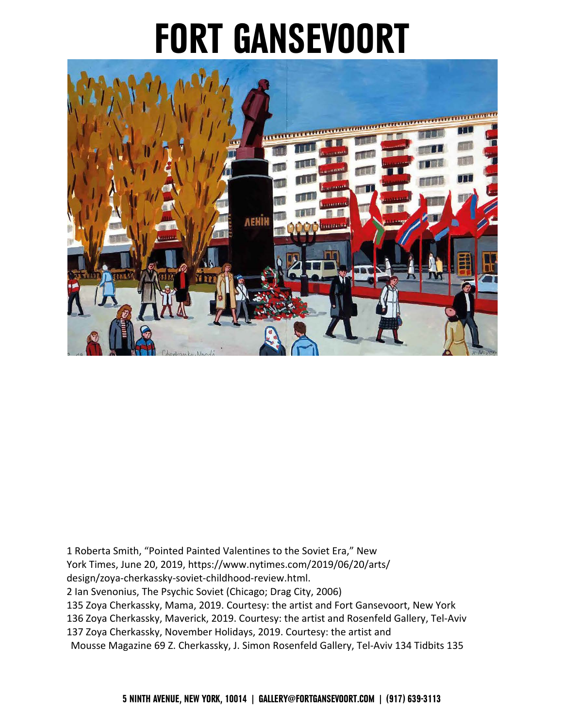1 Roberta Smith, “Pointed Painted Valentines to the Soviet Era,” New York Times, June 20, 2019, https://www.nytimes.com/2019/06/20/arts/design/zoya-cherkassky-soviet-childhood-review.html.

2 Ian Svenonius, The Psychic Soviet (Chicago; Drag City, 2006)

135 Zoya Cherkassky, Mama, 2019. Courtesy: the artist and Fort Gansevoort, New York

136 Zoya Cherkassky, Maverick, 2019. Courtesy: the artist and Rosenfeld Gallery, Tel-Aviv

137 Zoya Cherkassky, November Holidays, 2019. Courtesy: the artist and

Mousse Magazine 69 Z. Cherkassky, J. Simon Rosenfeld Gallery, Tel-Aviv 134 Tidbits 135